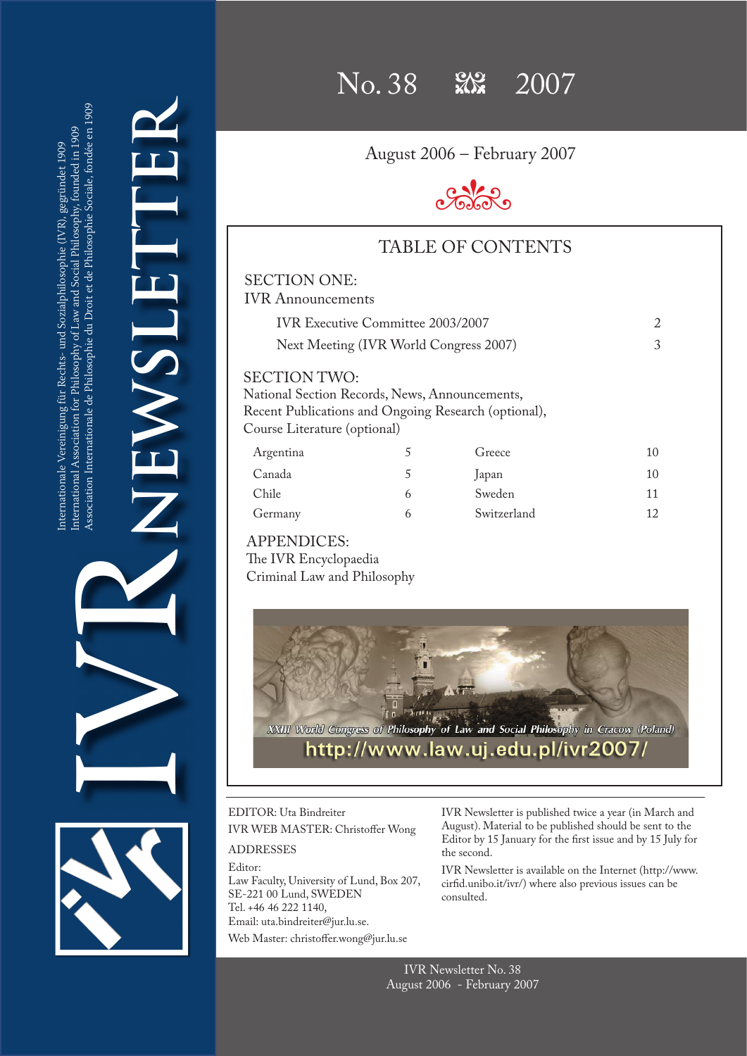Internationale Vereinigung für Rechts- und Sozialphilosophie (IVR), gegründet 1909
International Association for Philosophy of Law and Social Philosophy, founded in 1909
Association Internationale de Philosophie du Droit et de Philosophie Sociale, fondée en 1909

# IVR NEWSLETTER

## No. 38 — 2007

August 2006 – February 2007

## TABLE OF CONTENTS

**SECTION ONE:**
IVR Announcements

| | |
|---|---|
| IVR Executive Committee 2003/2007 | 2 |
| Next Meeting (IVR World Congress 2007) | 3 |

**SECTION TWO:**
National Section Records, News, Announcements, Recent Publications and Ongoing Research (optional), Course Literature (optional)

| | | | |
|---|---|---|---|
| Argentina | 5 | Greece | 10 |
| Canada | 5 | Japan | 10 |
| Chile | 6 | Sweden | 11 |
| Germany | 6 | Switzerland | 12 |

**APPENDICES:**
The IVR Encyclopaedia
Criminal Law and Philosophy

XXIII World Congress of Philosophy of Law and Social Philosophy in Cracow (Poland)
http://www.law.uj.edu.pl/ivr2007/

EDITOR: Uta Bindreiter
IVR WEB MASTER: Christoffer Wong

ADDRESSES

Editor:
Law Faculty, University of Lund, Box 207,
SE-221 00 Lund, SWEDEN
Tel. +46 46 222 1140,
Email: uta.bindreiter@jur.lu.se.

Web Master: christoffer.wong@jur.lu.se

IVR Newsletter is published twice a year (in March and August). Material to be published should be sent to the Editor by 15 January for the first issue and by 15 July for the second.

IVR Newsletter is available on the Internet (http://www.cirfid.unibo.it/ivr/) where also previous issues can be consulted.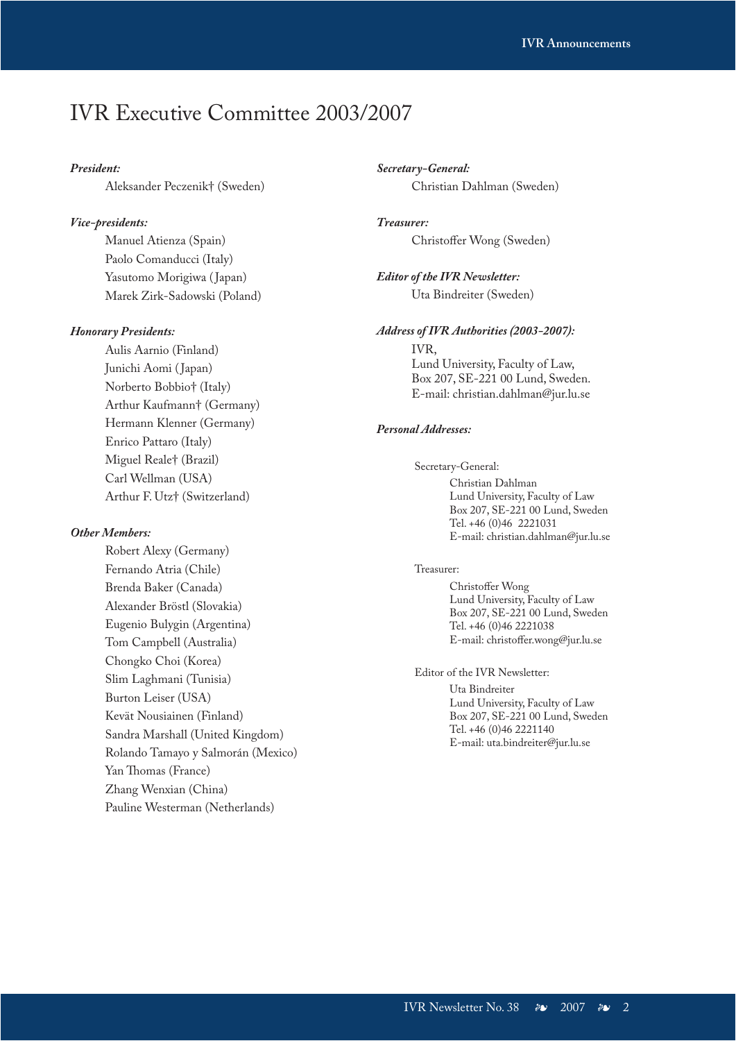# IVR Executive Committee 2003/2007

***President:***

Aleksander Peczenik† (Sweden)

***Vice-presidents:***

Manuel Atienza (Spain)
Paolo Comanducci (Italy)
Yasutomo Morigiwa (Japan)
Marek Zirk-Sadowski (Poland)

***Honorary Presidents:***

Aulis Aarnio (Finland)
Junichi Aomi (Japan)
Norberto Bobbio† (Italy)
Arthur Kaufmann† (Germany)
Hermann Klenner (Germany)
Enrico Pattaro (Italy)
Miguel Reale† (Brazil)
Carl Wellman (USA)
Arthur F. Utz† (Switzerland)

***Other Members:***

Robert Alexy (Germany)
Fernando Atria (Chile)
Brenda Baker (Canada)
Alexander Bröstl (Slovakia)
Eugenio Bulygin (Argentina)
Tom Campbell (Australia)
Chongko Choi (Korea)
Slim Laghmani (Tunisia)
Burton Leiser (USA)
Kevät Nousiainen (Finland)
Sandra Marshall (United Kingdom)
Rolando Tamayo y Salmorán (Mexico)
Yan Thomas (France)
Zhang Wenxian (China)
Pauline Westerman (Netherlands)

***Secretary-General:***

Christian Dahlman (Sweden)

***Treasurer:***

Christoffer Wong (Sweden)

***Editor of the IVR Newsletter:***

Uta Bindreiter (Sweden)

***Address of IVR Authorities (2003-2007):***

IVR,
Lund University, Faculty of Law,
Box 207, SE-221 00 Lund, Sweden.
E-mail: christian.dahlman@jur.lu.se

***Personal Addresses:***

Secretary-General:

Christian Dahlman
Lund University, Faculty of Law
Box 207, SE-221 00 Lund, Sweden
Tel. +46 (0)46 2221031
E-mail: christian.dahlman@jur.lu.se

Treasurer:

Christoffer Wong
Lund University, Faculty of Law
Box 207, SE-221 00 Lund, Sweden
Tel. +46 (0)46 2221038
E-mail: christoffer.wong@jur.lu.se

Editor of the IVR Newsletter:

Uta Bindreiter
Lund University, Faculty of Law
Box 207, SE-221 00 Lund, Sweden
Tel. +46 (0)46 2221140
E-mail: uta.bindreiter@jur.lu.se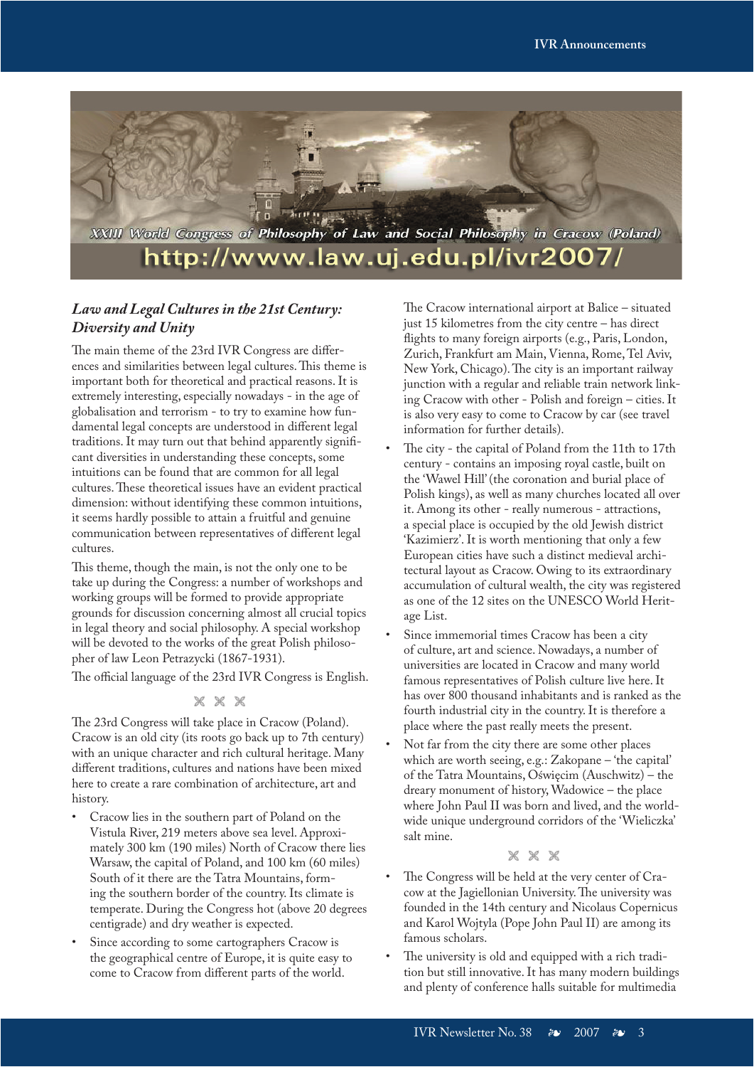XXIII World Congress of Philosophy of Law and Social Philosophy in Cracow (Poland)

http://www.law.uj.edu.pl/ivr2007/

## *Law and Legal Cultures in the 21st Century: Diversity and Unity*

The main theme of the 23rd IVR Congress are differences and similarities between legal cultures. This theme is important both for theoretical and practical reasons. It is extremely interesting, especially nowadays - in the age of globalisation and terrorism - to try to examine how fundamental legal concepts are understood in different legal traditions. It may turn out that behind apparently significant diversities in understanding these concepts, some intuitions can be found that are common for all legal cultures. These theoretical issues have an evident practical dimension: without identifying these common intuitions, it seems hardly possible to attain a fruitful and genuine communication between representatives of different legal cultures.

This theme, though the main, is not the only one to be take up during the Congress: a number of workshops and working groups will be formed to provide appropriate grounds for discussion concerning almost all crucial topics in legal theory and social philosophy. A special workshop will be devoted to the works of the great Polish philosopher of law Leon Petrazycki (1867-1931).

The official language of the 23rd IVR Congress is English.

⌘ ⌘ ⌘

The 23rd Congress will take place in Cracow (Poland). Cracow is an old city (its roots go back up to 7th century) with an unique character and rich cultural heritage. Many different traditions, cultures and nations have been mixed here to create a rare combination of architecture, art and history.

- Cracow lies in the southern part of Poland on the Vistula River, 219 meters above sea level. Approximately 300 km (190 miles) North of Cracow there lies Warsaw, the capital of Poland, and 100 km (60 miles) South of it there are the Tatra Mountains, forming the southern border of the country. Its climate is temperate. During the Congress hot (above 20 degrees centigrade) and dry weather is expected.
- Since according to some cartographers Cracow is the geographical centre of Europe, it is quite easy to come to Cracow from different parts of the world. The Cracow international airport at Balice – situated just 15 kilometres from the city centre – has direct flights to many foreign airports (e.g., Paris, London, Zurich, Frankfurt am Main, Vienna, Rome, Tel Aviv, New York, Chicago). The city is an important railway junction with a regular and reliable train network linking Cracow with other - Polish and foreign – cities. It is also very easy to come to Cracow by car (see travel information for further details).
- The city - the capital of Poland from the 11th to 17th century - contains an imposing royal castle, built on the 'Wawel Hill' (the coronation and burial place of Polish kings), as well as many churches located all over it. Among its other - really numerous - attractions, a special place is occupied by the old Jewish district 'Kazimierz'. It is worth mentioning that only a few European cities have such a distinct medieval architectural layout as Cracow. Owing to its extraordinary accumulation of cultural wealth, the city was registered as one of the 12 sites on the UNESCO World Heritage List.
- Since immemorial times Cracow has been a city of culture, art and science. Nowadays, a number of universities are located in Cracow and many world famous representatives of Polish culture live here. It has over 800 thousand inhabitants and is ranked as the fourth industrial city in the country. It is therefore a place where the past really meets the present.
- Not far from the city there are some other places which are worth seeing, e.g.: Zakopane – 'the capital' of the Tatra Mountains, Oświęcim (Auschwitz) – the dreary monument of history, Wadowice – the place where John Paul II was born and lived, and the worldwide unique underground corridors of the 'Wieliczka' salt mine.

⌘ ⌘ ⌘

- The Congress will be held at the very center of Cracow at the Jagiellonian University. The university was founded in the 14th century and Nicolaus Copernicus and Karol Wojtyla (Pope John Paul II) are among its famous scholars.
- The university is old and equipped with a rich tradition but still innovative. It has many modern buildings and plenty of conference halls suitable for multimedia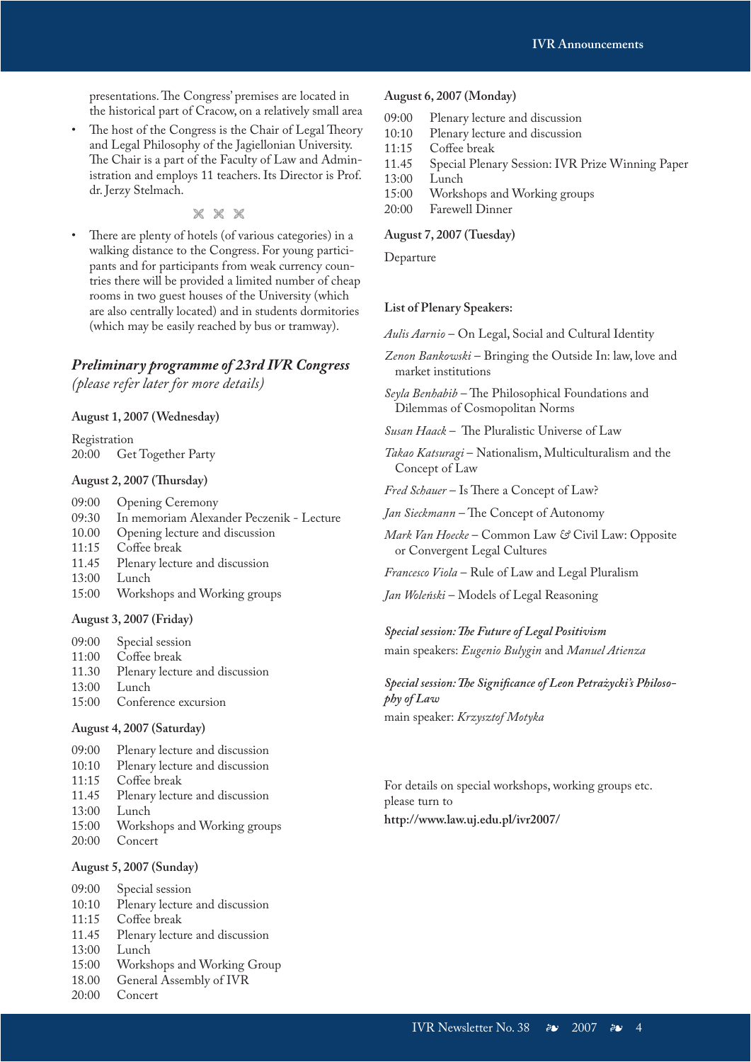presentations. The Congress' premises are located in the historical part of Cracow, on a relatively small area

- The host of the Congress is the Chair of Legal Theory and Legal Philosophy of the Jagiellonian University. The Chair is a part of the Faculty of Law and Administration and employs 11 teachers. Its Director is Prof. dr. Jerzy Stelmach.

- There are plenty of hotels (of various categories) in a walking distance to the Congress. For young participants and for participants from weak currency countries there will be provided a limited number of cheap rooms in two guest houses of the University (which are also centrally located) and in students dormitories (which may be easily reached by bus or tramway).

## *Preliminary programme of 23rd IVR Congress*

*(please refer later for more details)*

**August 1, 2007 (Wednesday)**

Registration
20:00 Get Together Party

**August 2, 2007 (Thursday)**

09:00 Opening Ceremony
09:30 In memoriam Alexander Peczenik - Lecture
10.00 Opening lecture and discussion
11:15 Coffee break
11.45 Plenary lecture and discussion
13:00 Lunch
15:00 Workshops and Working groups

**August 3, 2007 (Friday)**

09:00 Special session
11:00 Coffee break
11.30 Plenary lecture and discussion
13:00 Lunch
15:00 Conference excursion

**August 4, 2007 (Saturday)**

09:00 Plenary lecture and discussion
10:10 Plenary lecture and discussion
11:15 Coffee break
11.45 Plenary lecture and discussion
13:00 Lunch
15:00 Workshops and Working groups
20:00 Concert

**August 5, 2007 (Sunday)**

09:00 Special session
10:10 Plenary lecture and discussion
11:15 Coffee break
11.45 Plenary lecture and discussion
13:00 Lunch
15:00 Workshops and Working Group
18.00 General Assembly of IVR
20:00 Concert

**August 6, 2007 (Monday)**

09:00 Plenary lecture and discussion
10:10 Plenary lecture and discussion
11:15 Coffee break
11.45 Special Plenary Session: IVR Prize Winning Paper
13:00 Lunch
15:00 Workshops and Working groups
20:00 Farewell Dinner

**August 7, 2007 (Tuesday)**

Departure

**List of Plenary Speakers:**

*Aulis Aarnio* – On Legal, Social and Cultural Identity

*Zenon Bankowski* – Bringing the Outside In: law, love and market institutions

*Seyla Benhabib* – The Philosophical Foundations and Dilemmas of Cosmopolitan Norms

*Susan Haack* – The Pluralistic Universe of Law

*Takao Katsuragi* – Nationalism, Multiculturalism and the Concept of Law

*Fred Schauer* – Is There a Concept of Law?

*Jan Sieckmann* – The Concept of Autonomy

*Mark Van Hoecke* – Common Law & Civil Law: Opposite or Convergent Legal Cultures

*Francesco Viola* – Rule of Law and Legal Pluralism

*Jan Woleński* – Models of Legal Reasoning

***Special session: The Future of Legal Positivism***
main speakers: *Eugenio Bulygin* and *Manuel Atienza*

***Special session: The Significance of Leon Petrażycki's Philosophy of Law***
main speaker: *Krzysztof Motyka*

For details on special workshops, working groups etc. please turn to
**http://www.law.uj.edu.pl/ivr2007/**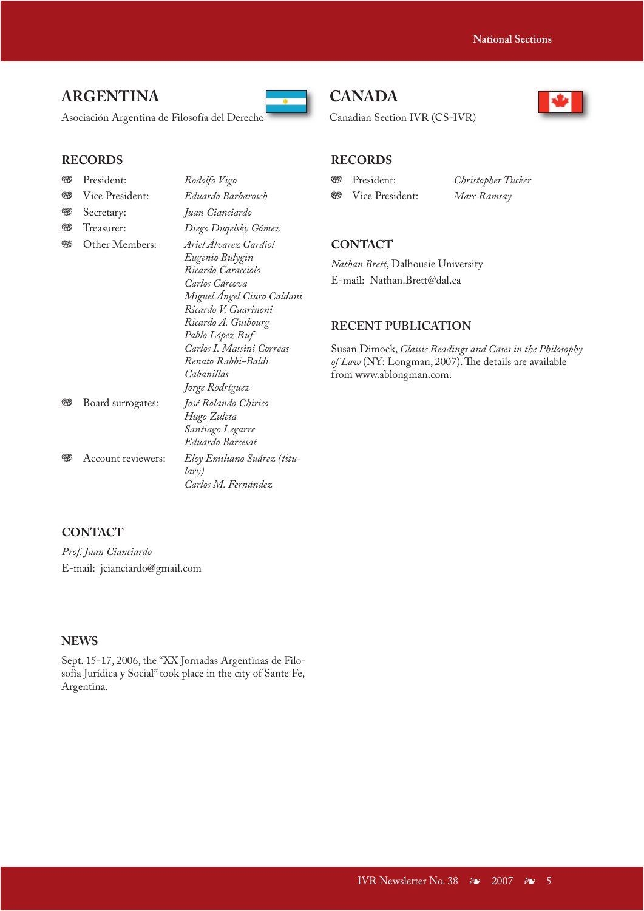## ARGENTINA

Asociación Argentina de Filosofía del Derecho

### RECORDS

- President: *Rodolfo Vigo*
- Vice President: *Eduardo Barbarosch*
- Secretary: *Juan Cianciardo*
- Treasurer: *Diego Duqelsky Gómez*
- Other Members: *Ariel Álvarez Gardiol*, *Eugenio Bulygin*, *Ricardo Caracciolo*, *Carlos Cárcova*, *Miguel Ángel Ciuro Caldani*, *Ricardo V. Guarinoni*, *Ricardo A. Guibourg*, *Pablo López Ruf*, *Carlos I. Massini Correas*, *Renato Rabbi-Baldi Cabanillas*, *Jorge Rodríguez*
- Board surrogates: *José Rolando Chirico*, *Hugo Zuleta*, *Santiago Legarre*, *Eduardo Barcesat*
- Account reviewers: *Eloy Emiliano Suárez (titulary)*, *Carlos M. Fernández*

### CONTACT

*Prof. Juan Cianciardo*
E-mail: jcianciardo@gmail.com

### NEWS

Sept. 15-17, 2006, the "XX Jornadas Argentinas de Filosofía Jurídica y Social" took place in the city of Sante Fe, Argentina.

## CANADA

Canadian Section IVR (CS-IVR)

### RECORDS

- President: *Christopher Tucker*
- Vice President: *Marc Ramsay*

### CONTACT

*Nathan Brett*, Dalhousie University
E-mail: Nathan.Brett@dal.ca

### RECENT PUBLICATION

Susan Dimock, *Classic Readings and Cases in the Philosophy of Law* (NY: Longman, 2007). The details are available from www.ablongman.com.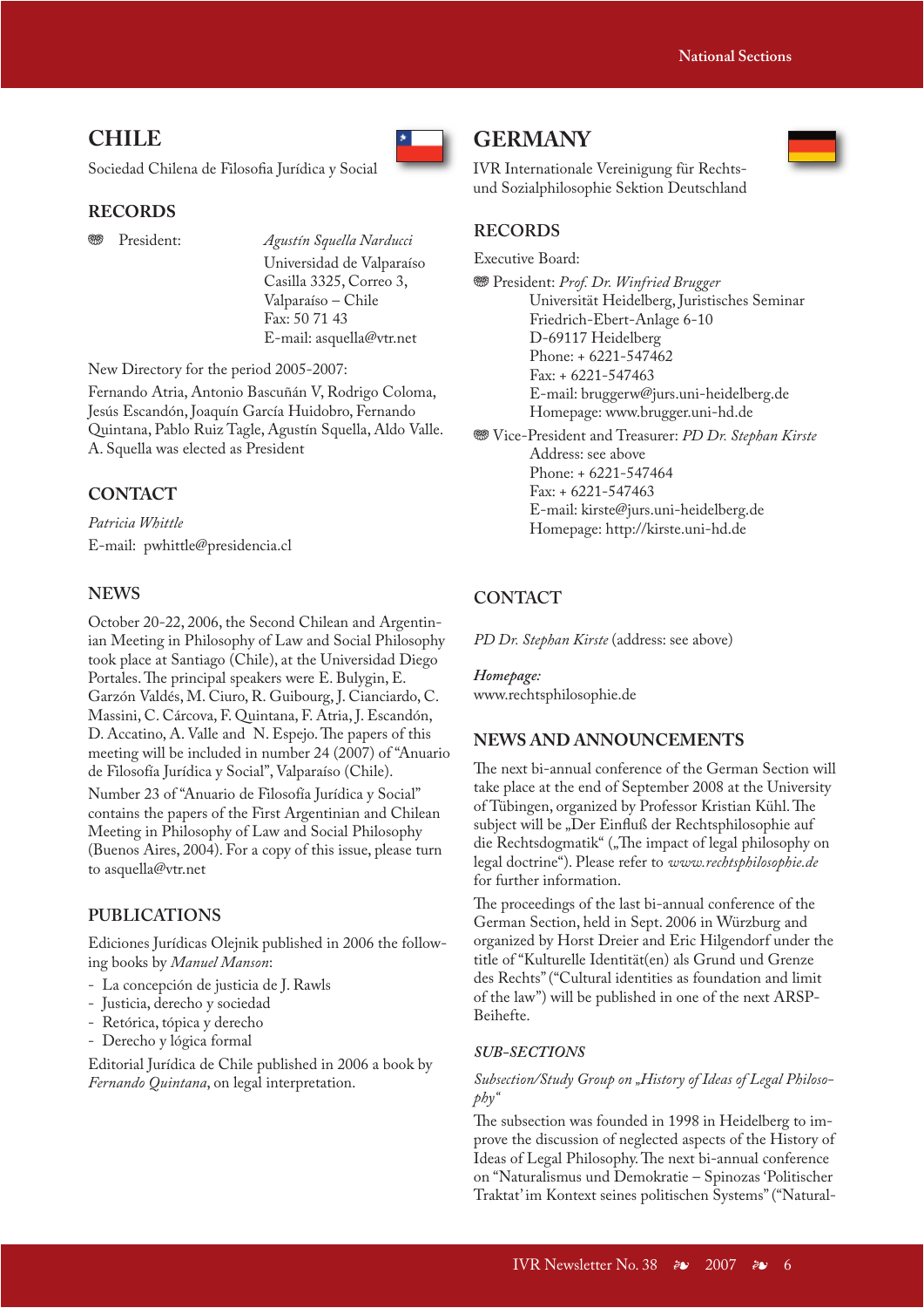## CHILE

Sociedad Chilena de Filosofia Jurídica y Social

### RECORDS

President: *Agustín Squella Narducci*
Universidad de Valparaíso
Casilla 3325, Correo 3,
Valparaíso – Chile
Fax: 50 71 43
E-mail: asquella@vtr.net

New Directory for the period 2005-2007:

Fernando Atria, Antonio Bascuñán V, Rodrigo Coloma, Jesús Escandón, Joaquín García Huidobro, Fernando Quintana, Pablo Ruiz Tagle, Agustín Squella, Aldo Valle. A. Squella was elected as President

### CONTACT

*Patricia Whittle*

E-mail: pwhittle@presidencia.cl

### NEWS

October 20-22, 2006, the Second Chilean and Argentinian Meeting in Philosophy of Law and Social Philosophy took place at Santiago (Chile), at the Universidad Diego Portales. The principal speakers were E. Bulygin, E. Garzón Valdés, M. Ciuro, R. Guibourg, J. Cianciardo, C. Massini, C. Cárcova, F. Quintana, F. Atria, J. Escandón, D. Accatino, A. Valle and N. Espejo. The papers of this meeting will be included in number 24 (2007) of "Anuario de Filosofía Jurídica y Social", Valparaíso (Chile).

Number 23 of "Anuario de Filosofía Jurídica y Social" contains the papers of the First Argentinian and Chilean Meeting in Philosophy of Law and Social Philosophy (Buenos Aires, 2004). For a copy of this issue, please turn to asquella@vtr.net

### PUBLICATIONS

Ediciones Jurídicas Olejnik published in 2006 the following books by *Manuel Manson*:

- La concepción de justicia de J. Rawls
- Justicia, derecho y sociedad
- Retórica, tópica y derecho
- Derecho y lógica formal

Editorial Jurídica de Chile published in 2006 a book by *Fernando Quintana*, on legal interpretation.

## GERMANY

IVR Internationale Vereinigung für Rechts- und Sozialphilosophie Sektion Deutschland

### RECORDS

Executive Board:

President: *Prof. Dr. Winfried Brugger*
Universität Heidelberg, Juristisches Seminar
Friedrich-Ebert-Anlage 6-10
D-69117 Heidelberg
Phone: + 6221-547462
Fax: + 6221-547463
E-mail: bruggerw@jurs.uni-heidelberg.de
Homepage: www.brugger.uni-hd.de

Vice-President and Treasurer: *PD Dr. Stephan Kirste*
Address: see above
Phone: + 6221-547464
Fax: + 6221-547463
E-mail: kirste@jurs.uni-heidelberg.de
Homepage: http://kirste.uni-hd.de

### CONTACT

*PD Dr. Stephan Kirste* (address: see above)

*Homepage:*
www.rechtsphilosophie.de

### NEWS AND ANNOUNCEMENTS

The next bi-annual conference of the German Section will take place at the end of September 2008 at the University of Tübingen, organized by Professor Kristian Kühl. The subject will be „Der Einfluß der Rechtsphilosophie auf die Rechtsdogmatik" („The impact of legal philosophy on legal doctrine"). Please refer to *www.rechtsphilosophie.de* for further information.

The proceedings of the last bi-annual conference of the German Section, held in Sept. 2006 in Würzburg and organized by Horst Dreier and Eric Hilgendorf under the title of "Kulturelle Identität(en) als Grund und Grenze des Rechts" ("Cultural identities as foundation and limit of the law") will be published in one of the next ARSP-Beihefte.

#### *SUB-SECTIONS*

*Subsection/Study Group on „History of Ideas of Legal Philosophy"*

The subsection was founded in 1998 in Heidelberg to improve the discussion of neglected aspects of the History of Ideas of Legal Philosophy. The next bi-annual conference on "Naturalismus und Demokratie – Spinozas 'Politischer Traktat' im Kontext seines politischen Systems" ("Natural-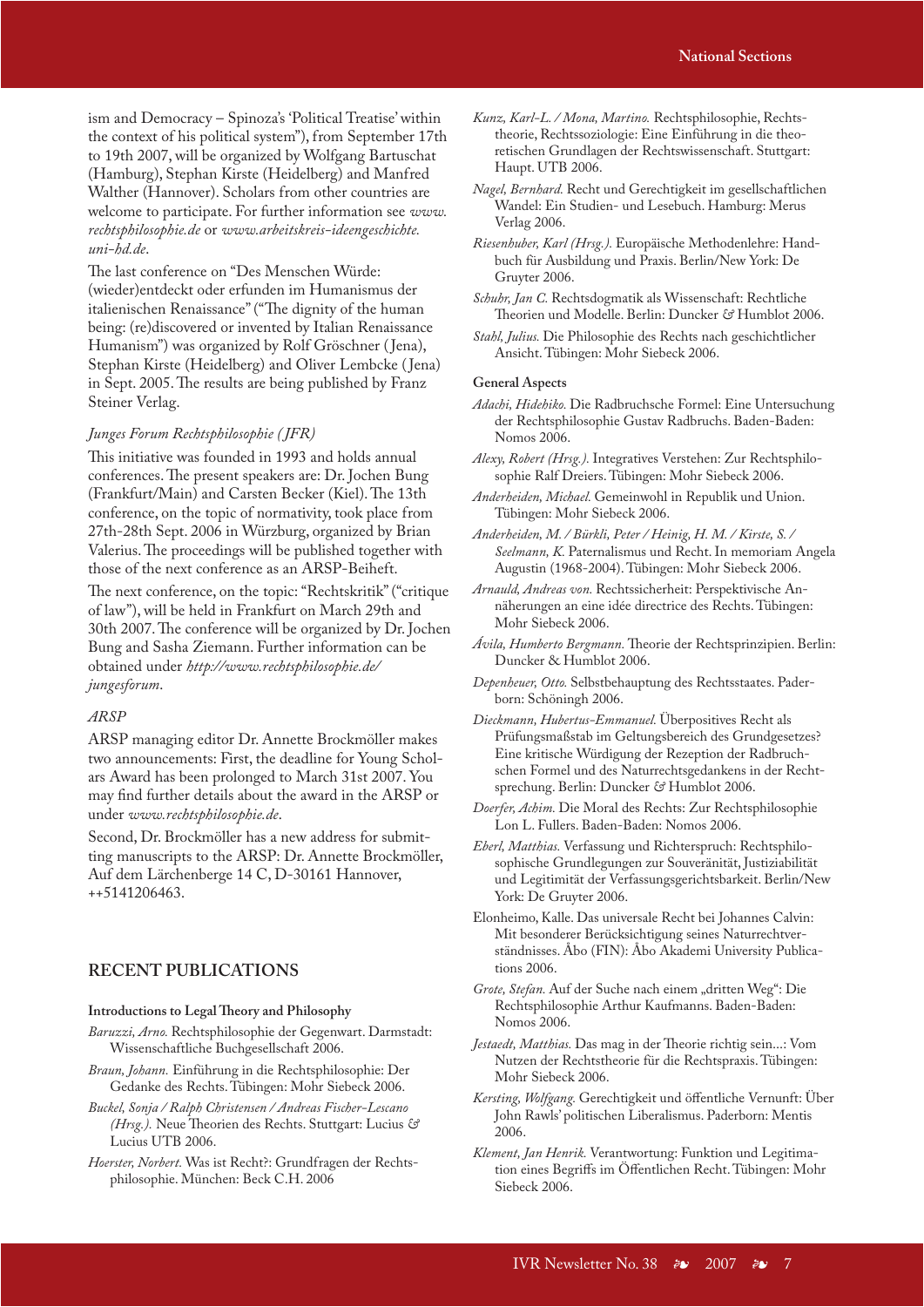ism and Democracy – Spinoza's 'Political Treatise' within the context of his political system"), from September 17th to 19th 2007, will be organized by Wolfgang Bartuschat (Hamburg), Stephan Kirste (Heidelberg) and Manfred Walther (Hannover). Scholars from other countries are welcome to participate. For further information see *www.rechtsphilosophie.de* or *www.arbeitskreis-ideengeschichte.uni-hd.de*.

The last conference on "Des Menschen Würde: (wieder)entdeckt oder erfunden im Humanismus der italienischen Renaissance" ("The dignity of the human being: (re)discovered or invented by Italian Renaissance Humanism") was organized by Rolf Gröschner (Jena), Stephan Kirste (Heidelberg) and Oliver Lembcke (Jena) in Sept. 2005. The results are being published by Franz Steiner Verlag.

*Junges Forum Rechtsphilosophie (JFR)*

This initiative was founded in 1993 and holds annual conferences. The present speakers are: Dr. Jochen Bung (Frankfurt/Main) and Carsten Becker (Kiel). The 13th conference, on the topic of normativity, took place from 27th-28th Sept. 2006 in Würzburg, organized by Brian Valerius. The proceedings will be published together with those of the next conference as an ARSP-Beiheft.

The next conference, on the topic: "Rechtskritik" ("critique of law"), will be held in Frankfurt on March 29th and 30th 2007. The conference will be organized by Dr. Jochen Bung and Sasha Ziemann. Further information can be obtained under *http://www.rechtsphilosophie.de/jungesforum*.

*ARSP*

ARSP managing editor Dr. Annette Brockmöller makes two announcements: First, the deadline for Young Scholars Award has been prolonged to March 31st 2007. You may find further details about the award in the ARSP or under *www.rechtsphilosophie.de*.

Second, Dr. Brockmöller has a new address for submitting manuscripts to the ARSP: Dr. Annette Brockmöller, Auf dem Lärchenberge 14 C, D-30161 Hannover, ++5141206463.

## RECENT PUBLICATIONS

**Introductions to Legal Theory and Philosophy**

*Baruzzi, Arno.* Rechtsphilosophie der Gegenwart. Darmstadt: Wissenschaftliche Buchgesellschaft 2006.

*Braun, Johann.* Einführung in die Rechtsphilosophie: Der Gedanke des Rechts. Tübingen: Mohr Siebeck 2006.

*Buckel, Sonja / Ralph Christensen / Andreas Fischer-Lescano (Hrsg.).* Neue Theorien des Rechts. Stuttgart: Lucius & Lucius UTB 2006.

*Hoerster, Norbert.* Was ist Recht?: Grundfragen der Rechtsphilosophie. München: Beck C.H. 2006

*Kunz, Karl-L. / Mona, Martino.* Rechtsphilosophie, Rechtstheorie, Rechtssoziologie: Eine Einführung in die theoretischen Grundlagen der Rechtswissenschaft. Stuttgart: Haupt. UTB 2006.

*Nagel, Bernhard.* Recht und Gerechtigkeit im gesellschaftlichen Wandel: Ein Studien- und Lesebuch. Hamburg: Merus Verlag 2006.

*Riesenhuber, Karl (Hrsg.).* Europäische Methodenlehre: Handbuch für Ausbildung und Praxis. Berlin/New York: De Gruyter 2006.

*Schuhr, Jan C.* Rechtsdogmatik als Wissenschaft: Rechtliche Theorien und Modelle. Berlin: Duncker & Humblot 2006.

*Stahl, Julius.* Die Philosophie des Rechts nach geschichtlicher Ansicht. Tübingen: Mohr Siebeck 2006.

**General Aspects**

*Adachi, Hidehiko.* Die Radbruchsche Formel: Eine Untersuchung der Rechtsphilosophie Gustav Radbruchs. Baden-Baden: Nomos 2006.

*Alexy, Robert (Hrsg.).* Integratives Verstehen: Zur Rechtsphilosophie Ralf Dreiers. Tübingen: Mohr Siebeck 2006.

*Anderheiden, Michael.* Gemeinwohl in Republik und Union. Tübingen: Mohr Siebeck 2006.

*Anderheiden, M. / Bürkli, Peter / Heinig, H. M. / Kirste, S. / Seelmann, K.* Paternalismus und Recht. In memoriam Angela Augustin (1968-2004). Tübingen: Mohr Siebeck 2006.

*Arnauld, Andreas von.* Rechtssicherheit: Perspektivische Annäherungen an eine idée directrice des Rechts. Tübingen: Mohr Siebeck 2006.

*Ávila, Humberto Bergmann.* Theorie der Rechtsprinzipien. Berlin: Duncker & Humblot 2006.

*Depenheuer, Otto.* Selbstbehauptung des Rechtsstaates. Paderborn: Schöningh 2006.

*Dieckmann, Hubertus-Emmanuel.* Überpositives Recht als Prüfungsmaßstab im Geltungsbereich des Grundgesetzes? Eine kritische Würdigung der Rezeption der Radbruchschen Formel und des Naturrechtsgedankens in der Rechtsprechung. Berlin: Duncker & Humblot 2006.

*Doerfer, Achim.* Die Moral des Rechts: Zur Rechtsphilosophie Lon L. Fullers. Baden-Baden: Nomos 2006.

*Eberl, Matthias.* Verfassung und Richterspruch: Rechtsphilosophische Grundlegungen zur Souveränität, Justiziabilität und Legitimität der Verfassungsgerichtsbarkeit. Berlin/New York: De Gruyter 2006.

Elonheimo, Kalle. Das universale Recht bei Johannes Calvin: Mit besonderer Berücksichtigung seines Naturrechtverständnisses. Åbo (FIN): Åbo Akademi University Publications 2006.

*Grote, Stefan.* Auf der Suche nach einem „dritten Weg": Die Rechtsphilosophie Arthur Kaufmanns. Baden-Baden: Nomos 2006.

*Jestaedt, Matthias.* Das mag in der Theorie richtig sein...: Vom Nutzen der Rechtstheorie für die Rechtspraxis. Tübingen: Mohr Siebeck 2006.

*Kersting, Wolfgang.* Gerechtigkeit und öffentliche Vernunft: Über John Rawls' politischen Liberalismus. Paderborn: Mentis 2006.

*Klement, Jan Henrik.* Verantwortung: Funktion und Legitimation eines Begriffs im Öffentlichen Recht. Tübingen: Mohr Siebeck 2006.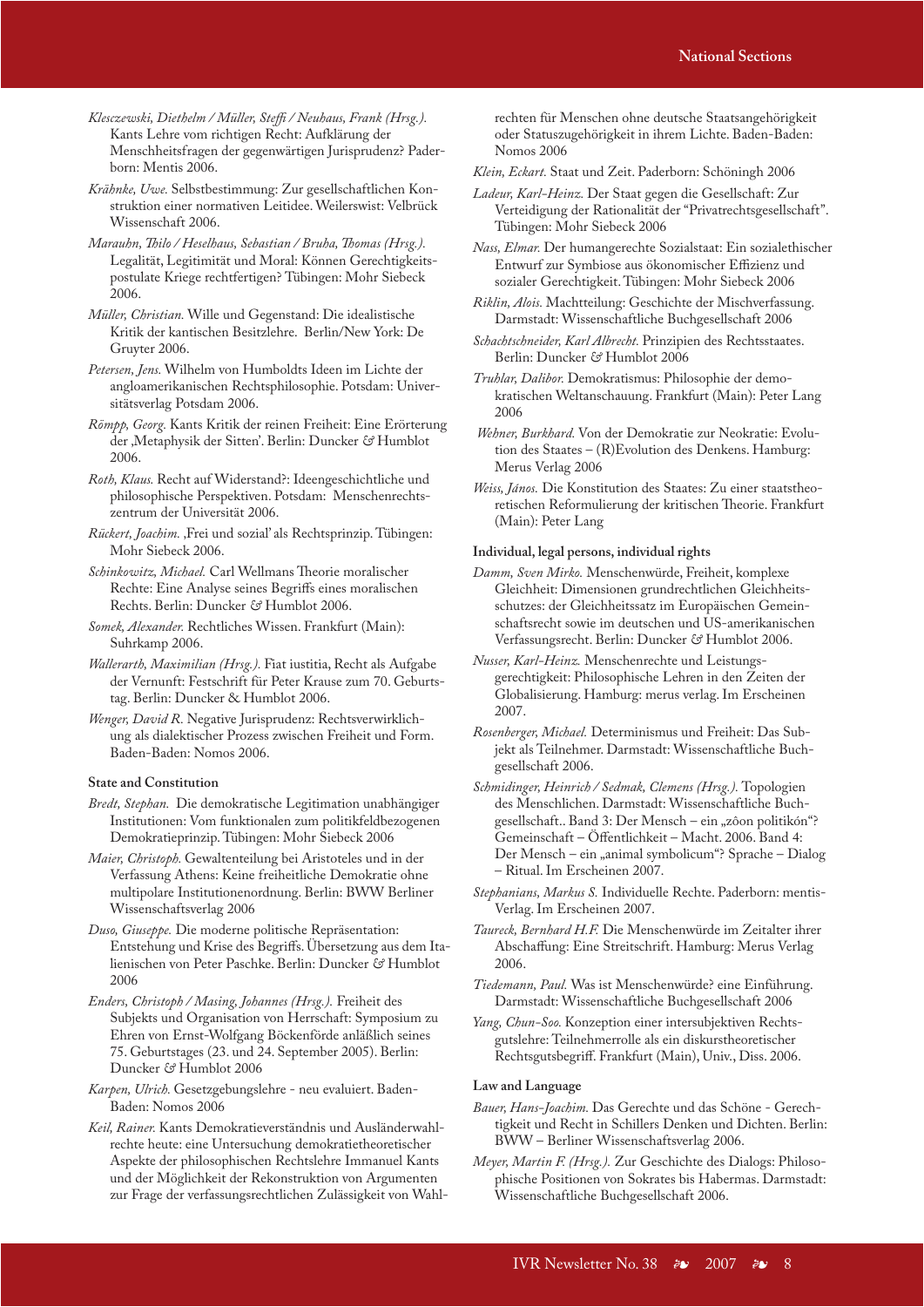*Kleszczewski, Diethelm / Müller, Steffi / Neuhaus, Frank (Hrsg.).* Kants Lehre vom richtigen Recht: Aufklärung der Menschheitsfragen der gegenwärtigen Jurisprudenz? Paderborn: Mentis 2006.

*Krähnke, Uwe.* Selbstbestimmung: Zur gesellschaftlichen Konstruktion einer normativen Leitidee. Weilerswist: Velbrück Wissenschaft 2006.

*Marauhn, Thilo / Heselhaus, Sebastian / Bruha, Thomas (Hrsg.).* Legalität, Legitimität und Moral: Können Gerechtigkeitspostulate Kriege rechtfertigen? Tübingen: Mohr Siebeck 2006.

*Müller, Christian.* Wille und Gegenstand: Die idealistische Kritik der kantischen Besitzlehre. Berlin/New York: De Gruyter 2006.

*Petersen, Jens.* Wilhelm von Humboldts Ideen im Lichte der angloamerikanischen Rechtsphilosophie. Potsdam: Universitätsverlag Potsdam 2006.

*Römpp, Georg.* Kants Kritik der reinen Freiheit: Eine Erörterung der ‚Metaphysik der Sitten'. Berlin: Duncker & Humblot 2006.

*Roth, Klaus.* Recht auf Widerstand?: Ideengeschichtliche und philosophische Perspektiven. Potsdam: Menschenrechtszentrum der Universität 2006.

*Rückert, Joachim.* ‚Frei und sozial' als Rechtsprinzip. Tübingen: Mohr Siebeck 2006.

*Schinkowitz, Michael.* Carl Wellmans Theorie moralischer Rechte: Eine Analyse seines Begriffs eines moralischen Rechts. Berlin: Duncker & Humblot 2006.

*Somek, Alexander.* Rechtliches Wissen. Frankfurt (Main): Suhrkamp 2006.

*Wallerarth, Maximilian (Hrsg.).* Fiat iustitia, Recht als Aufgabe der Vernunft: Festschrift für Peter Krause zum 70. Geburtstag. Berlin: Duncker & Humblot 2006.

*Wenger, David R.* Negative Jurisprudenz: Rechtsverwirklichung als dialektischer Prozess zwischen Freiheit und Form. Baden-Baden: Nomos 2006.

### State and Constitution

*Bredt, Stephan.* Die demokratische Legitimation unabhängiger Institutionen: Vom funktionalen zum politikfeldbezogenen Demokratieprinzip. Tübingen: Mohr Siebeck 2006

*Maier, Christoph.* Gewaltenteilung bei Aristoteles und in der Verfassung Athens: Keine freiheitliche Demokratie ohne multipolare Institutionenordnung. Berlin: BWW Berliner Wissenschaftsverlag 2006

*Duso, Giuseppe.* Die moderne politische Repräsentation: Entstehung und Krise des Begriffs. Übersetzung aus dem Italienischen von Peter Paschke. Berlin: Duncker & Humblot 2006

*Enders, Christoph / Masing, Johannes (Hrsg.).* Freiheit des Subjekts und Organisation von Herrschaft: Symposium zu Ehren von Ernst-Wolfgang Böckenförde anläßlich seines 75. Geburtstages (23. und 24. September 2005). Berlin: Duncker & Humblot 2006

*Karpen, Ulrich.* Gesetzgebungslehre - neu evaluiert. Baden-Baden: Nomos 2006

*Keil, Rainer.* Kants Demokratieverständnis und Ausländerwahlrechte heute: eine Untersuchung demokratietheoretischer Aspekte der philosophischen Rechtslehre Immanuel Kants und der Möglichkeit der Rekonstruktion von Argumenten zur Frage der verfassungsrechtlichen Zulässigkeit von Wahlrechten für Menschen ohne deutsche Staatsangehörigkeit oder Statuszugehörigkeit in ihrem Lichte. Baden-Baden: Nomos 2006

*Klein, Eckart.* Staat und Zeit. Paderborn: Schöningh 2006

*Ladeur, Karl-Heinz.* Der Staat gegen die Gesellschaft: Zur Verteidigung der Rationalität der "Privatrechtsgesellschaft". Tübingen: Mohr Siebeck 2006

*Nass, Elmar.* Der humangerechte Sozialstaat: Ein sozialethischer Entwurf zur Symbiose aus ökonomischer Effizienz und sozialer Gerechtigkeit. Tübingen: Mohr Siebeck 2006

*Riklin, Alois.* Machtteilung: Geschichte der Mischverfassung. Darmstadt: Wissenschaftliche Buchgesellschaft 2006

*Schachtschneider, Karl Albrecht.* Prinzipien des Rechtsstaates. Berlin: Duncker & Humblot 2006

*Truhlar, Dalibor.* Demokratismus: Philosophie der demokratischen Weltanschauung. Frankfurt (Main): Peter Lang 2006

*Wehner, Burkhard.* Von der Demokratie zur Neokratie: Evolution des Staates – (R)Evolution des Denkens. Hamburg: Merus Verlag 2006

*Weiss, János.* Die Konstitution des Staates: Zu einer staatstheoretischen Reformulierung der kritischen Theorie. Frankfurt (Main): Peter Lang

### Individual, legal persons, individual rights

*Damm, Sven Mirko.* Menschenwürde, Freiheit, komplexe Gleichheit: Dimensionen grundrechtlichen Gleichheitsschutzes: der Gleichheitssatz im Europäischen Gemeinschaftsrecht sowie im deutschen und US-amerikanischen Verfassungsrecht. Berlin: Duncker & Humblot 2006.

*Nusser, Karl-Heinz.* Menschenrechte und Leistungsgerechtigkeit: Philosophische Lehren in den Zeiten der Globalisierung. Hamburg: merus verlag. Im Erscheinen 2007.

*Rosenberger, Michael.* Determinismus und Freiheit: Das Subjekt als Teilnehmer. Darmstadt: Wissenschaftliche Buchgesellschaft 2006.

*Schmidinger, Heinrich / Sedmak, Clemens (Hrsg.).* Topologien des Menschlichen. Darmstadt: Wissenschaftliche Buchgesellschaft.. Band 3: Der Mensch – ein „zôon politikón"? Gemeinschaft – Öffentlichkeit – Macht. 2006. Band 4: Der Mensch – ein „animal symbolicum"? Sprache – Dialog – Ritual. Im Erscheinen 2007.

*Stephanians, Markus S.* Individuelle Rechte. Paderborn: mentis-Verlag. Im Erscheinen 2007.

*Taureck, Bernhard H.F.* Die Menschenwürde im Zeitalter ihrer Abschaffung: Eine Streitschrift. Hamburg: Merus Verlag 2006.

*Tiedemann, Paul.* Was ist Menschenwürde? eine Einführung. Darmstadt: Wissenschaftliche Buchgesellschaft 2006

*Yang, Chun-Soo.* Konzeption einer intersubjektiven Rechtsgutslehre: Teilnehmerrolle als ein diskurstheoretischer Rechtsgutsbegriff. Frankfurt (Main), Univ., Diss. 2006.

### Law and Language

*Bauer, Hans-Joachim.* Das Gerechte und das Schöne - Gerechtigkeit und Recht in Schillers Denken und Dichten. Berlin: BWW – Berliner Wissenschaftsverlag 2006.

*Meyer, Martin F. (Hrsg.).* Zur Geschichte des Dialogs: Philosophische Positionen von Sokrates bis Habermas. Darmstadt: Wissenschaftliche Buchgesellschaft 2006.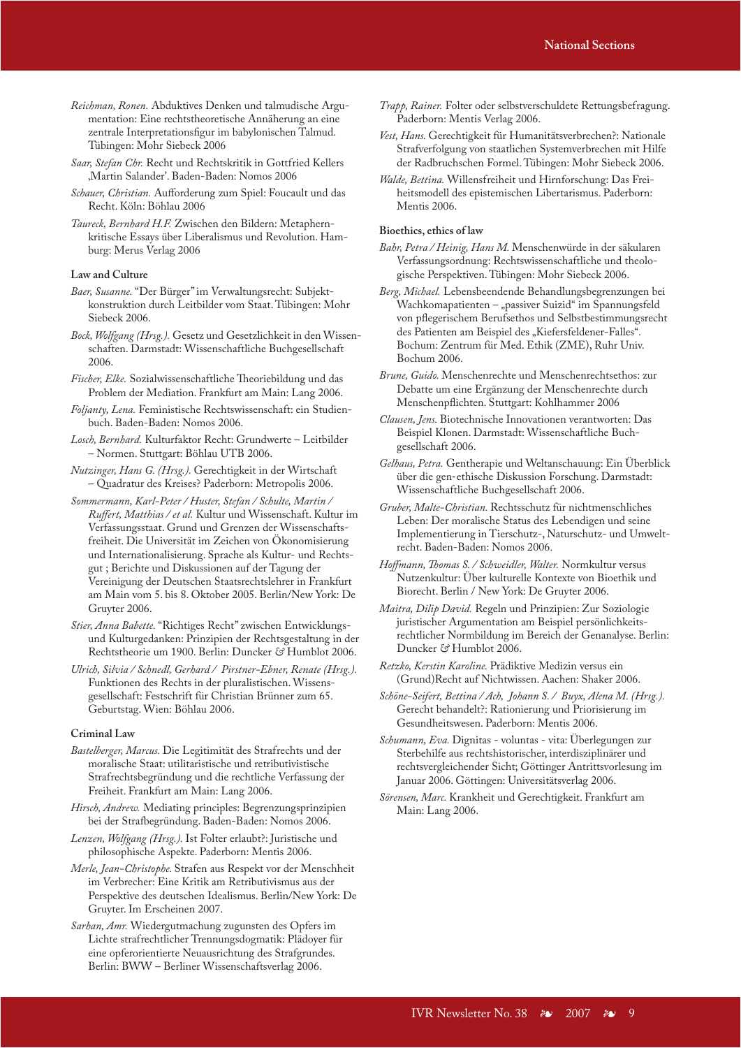*Reichman, Ronen.* Abduktives Denken und talmudische Argumentation: Eine rechtstheoretische Annäherung an eine zentrale Interpretationsfigur im babylonischen Talmud. Tübingen: Mohr Siebeck 2006

*Saar, Stefan Chr.* Recht und Rechtskritik in Gottfried Kellers ‚Martin Salander'. Baden-Baden: Nomos 2006

*Schauer, Christian.* Aufforderung zum Spiel: Foucault und das Recht. Köln: Böhlau 2006

*Taureck, Bernhard H.F.* Zwischen den Bildern: Metaphernkritische Essays über Liberalismus und Revolution. Hamburg: Merus Verlag 2006

### Law and Culture

*Baer, Susanne.* "Der Bürger" im Verwaltungsrecht: Subjektkonstruktion durch Leitbilder vom Staat. Tübingen: Mohr Siebeck 2006.

*Bock, Wolfgang (Hrsg.).* Gesetz und Gesetzlichkeit in den Wissenschaften. Darmstadt: Wissenschaftliche Buchgesellschaft 2006.

*Fischer, Elke.* Sozialwissenschaftliche Theoriebildung und das Problem der Mediation. Frankfurt am Main: Lang 2006.

*Foljanty, Lena.* Feministische Rechtswissenschaft: ein Studienbuch. Baden-Baden: Nomos 2006.

*Losch, Bernhard.* Kulturfaktor Recht: Grundwerte – Leitbilder – Normen. Stuttgart: Böhlau UTB 2006.

*Nutzinger, Hans G. (Hrsg.).* Gerechtigkeit in der Wirtschaft – Quadratur des Kreises? Paderborn: Metropolis 2006.

*Sommermann, Karl-Peter / Huster, Stefan / Schulte, Martin / Ruffert, Matthias / et al.* Kultur und Wissenschaft. Kultur im Verfassungsstaat. Grund und Grenzen der Wissenschaftsfreiheit. Die Universität im Zeichen von Ökonomisierung und Internationalisierung. Sprache als Kultur- und Rechtsgut ; Berichte und Diskussionen auf der Tagung der Vereinigung der Deutschen Staatsrechtslehrer in Frankfurt am Main vom 5. bis 8. Oktober 2005. Berlin/New York: De Gruyter 2006.

*Stier, Anna Babette.* "Richtiges Recht" zwischen Entwicklungs- und Kulturgedanken: Prinzipien der Rechtsgestaltung in der Rechtstheorie um 1900. Berlin: Duncker & Humblot 2006.

*Ulrich, Silvia / Schnedl, Gerhard / Pirstner-Ebner, Renate (Hrsg.).* Funktionen des Rechts in der pluralistischen. Wissensgesellschaft: Festschrift für Christian Brünner zum 65. Geburtstag. Wien: Böhlau 2006.

### Criminal Law

*Bastelberger, Marcus.* Die Legitimität des Strafrechts und der moralische Staat: utilitaristische und retributivistische Strafrechtsbegründung und die rechtliche Verfassung der Freiheit. Frankfurt am Main: Lang 2006.

*Hirsch, Andrew.* Mediating principles: Begrenzungsprinzipien bei der Strafbegründung. Baden-Baden: Nomos 2006.

*Lenzen, Wolfgang (Hrsg.).* Ist Folter erlaubt?: Juristische und philosophische Aspekte. Paderborn: Mentis 2006.

*Merle, Jean-Christophe.* Strafen aus Respekt vor der Menschheit im Verbrecher: Eine Kritik am Retributivismus aus der Perspektive des deutschen Idealismus. Berlin/New York: De Gruyter. Im Erscheinen 2007.

*Sarhan, Amr.* Wiedergutmachung zugunsten des Opfers im Lichte strafrechtlicher Trennungsdogmatik: Plädoyer für eine opferorientierte Neuausrichtung des Strafgrundes. Berlin: BWW – Berliner Wissenschaftsverlag 2006.

*Trapp, Rainer.* Folter oder selbstverschuldete Rettungsbefragung. Paderborn: Mentis Verlag 2006.

*Vest, Hans.* Gerechtigkeit für Humanitätsverbrechen?: Nationale Strafverfolgung von staatlichen Systemverbrechen mit Hilfe der Radbruchschen Formel. Tübingen: Mohr Siebeck 2006.

*Walde, Bettina.* Willensfreiheit und Hirnforschung: Das Freiheitsmodell des epistemischen Libertarismus. Paderborn: Mentis 2006.

### Bioethics, ethics of law

*Bahr, Petra / Heinig, Hans M.* Menschenwürde in der säkularen Verfassungsordnung: Rechtswissenschaftliche und theologische Perspektiven. Tübingen: Mohr Siebeck 2006.

*Berg, Michael.* Lebensbeendende Behandlungsbegrenzungen bei Wachkomapatienten – „passiver Suizid" im Spannungsfeld von pflegerischem Berufsethos und Selbstbestimmungsrecht des Patienten am Beispiel des „Kiefersfeldener-Falles". Bochum: Zentrum für Med. Ethik (ZME), Ruhr Univ. Bochum 2006.

*Brune, Guido.* Menschenrechte und Menschenrechtsethos: zur Debatte um eine Ergänzung der Menschenrechte durch Menschenpflichten. Stuttgart: Kohlhammer 2006

*Clausen, Jens.* Biotechnische Innovationen verantworten: Das Beispiel Klonen. Darmstadt: Wissenschaftliche Buchgesellschaft 2006.

*Gelhaus, Petra.* Gentherapie und Weltanschauung: Ein Überblick über die gen-ethische Diskussion Forschung. Darmstadt: Wissenschaftliche Buchgesellschaft 2006.

*Gruber, Malte-Christian.* Rechtsschutz für nichtmenschliches Leben: Der moralische Status des Lebendigen und seine Implementierung in Tierschutz-, Naturschutz- und Umweltrecht. Baden-Baden: Nomos 2006.

*Hoffmann, Thomas S. / Schweidler, Walter.* Normkultur versus Nutzenkultur: Über kulturelle Kontexte von Bioethik und Biorecht. Berlin / New York: De Gruyter 2006.

*Maitra, Dilip David.* Regeln und Prinzipien: Zur Soziologie juristischer Argumentation am Beispiel persönlichkeitsrechtlicher Normbildung im Bereich der Genanalyse. Berlin: Duncker & Humblot 2006.

*Retzko, Kerstin Karoline.* Prädiktive Medizin versus ein (Grund)Recht auf Nichtwissen. Aachen: Shaker 2006.

*Schöne-Seifert, Bettina / Ach, Johann S. / Buyx, Alena M. (Hrsg.).* Gerecht behandelt?: Rationierung und Priorisierung im Gesundheitswesen. Paderborn: Mentis 2006.

*Schumann, Eva.* Dignitas - voluntas - vita: Überlegungen zur Sterbehilfe aus rechtshistorischer, interdisziplinärer und rechtsvergleichender Sicht; Göttinger Antrittsvorlesung im Januar 2006. Göttingen: Universitätsverlag 2006.

*Sörensen, Marc.* Krankheit und Gerechtigkeit. Frankfurt am Main: Lang 2006.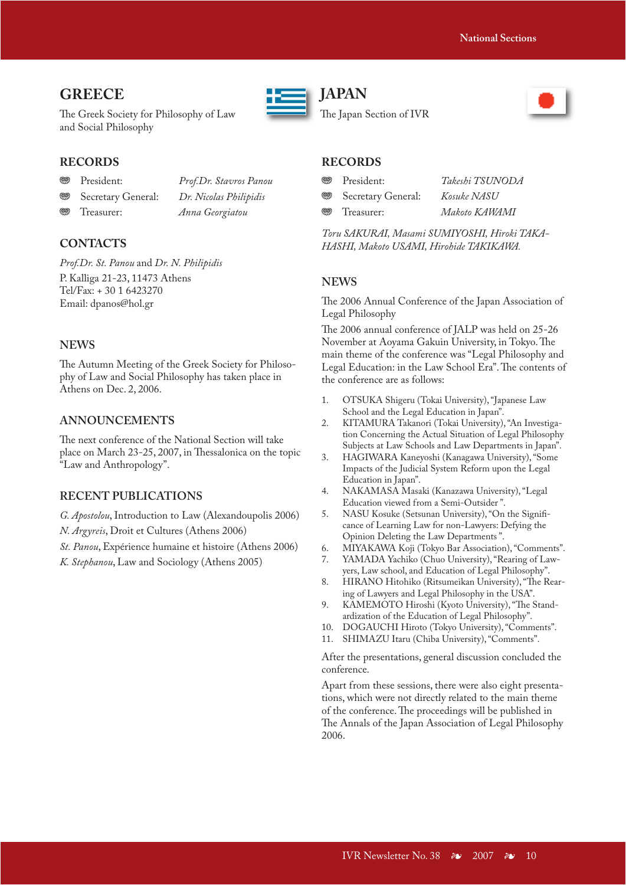## GREECE

The Greek Society for Philosophy of Law and Social Philosophy

### RECORDS

- President: *Prof.Dr. Stavros Panou*
- Secretary General: *Dr. Nicolas Philipidis*
- Treasurer: *Anna Georgiatou*

### CONTACTS

*Prof.Dr. St. Panou* and *Dr. N. Philipidis*
P. Kalliga 21-23, 11473 Athens
Tel/Fax: + 30 1 6423270
Email: dpanos@hol.gr

### NEWS

The Autumn Meeting of the Greek Society for Philosophy of Law and Social Philosophy has taken place in Athens on Dec. 2, 2006.

### ANNOUNCEMENTS

The next conference of the National Section will take place on March 23-25, 2007, in Thessalonica on the topic "Law and Anthropology".

### RECENT PUBLICATIONS

*G. Apostolou*, Introduction to Law (Alexandoupolis 2006)
*N. Argyreis*, Droit et Cultures (Athens 2006)
*St. Panou*, Expérience humaine et histoire (Athens 2006)
*K. Stephanou*, Law and Sociology (Athens 2005)

## JAPAN

The Japan Section of IVR

### RECORDS

- President: *Takeshi TSUNODA*
- Secretary General: *Kosuke NASU*
- Treasurer: *Makoto KAWAMI*

*Toru SAKURAI, Masami SUMIYOSHI, Hiroki TAKAHASHI, Makoto USAMI, Hirohide TAKIKAWA.*

### NEWS

The 2006 Annual Conference of the Japan Association of Legal Philosophy

The 2006 annual conference of JALP was held on 25-26 November at Aoyama Gakuin University, in Tokyo. The main theme of the conference was "Legal Philosophy and Legal Education: in the Law School Era". The contents of the conference are as follows:

1. OTSUKA Shigeru (Tokai University), "Japanese Law School and the Legal Education in Japan".
2. KITAMURA Takanori (Tokai University), "An Investigation Concerning the Actual Situation of Legal Philosophy Subjects at Law Schools and Law Departments in Japan".
3. HAGIWARA Kaneyoshi (Kanagawa University), "Some Impacts of the Judicial System Reform upon the Legal Education in Japan".
4. NAKAMASA Masaki (Kanazawa University), "Legal Education viewed from a Semi-Outsider".
5. NASU Kosuke (Setsunan University), "On the Significance of Learning Law for non-Lawyers: Defying the Opinion Deleting the Law Departments".
6. MIYAKAWA Koji (Tokyo Bar Association), "Comments".
7. YAMADA Yachiko (Chuo University), "Rearing of Lawyers, Law school, and Education of Legal Philosophy".
8. HIRANO Hitohiko (Ritsumeikan University), "The Rearing of Lawyers and Legal Philosophy in the USA".
9. KAMEMOTO Hiroshi (Kyoto University), "The Standardization of the Education of Legal Philosophy".
10. DOGAUCHI Hiroto (Tokyo University), "Comments".
11. SHIMAZU Itaru (Chiba University), "Comments".

After the presentations, general discussion concluded the conference.

Apart from these sessions, there were also eight presentations, which were not directly related to the main theme of the conference. The proceedings will be published in The Annals of the Japan Association of Legal Philosophy 2006.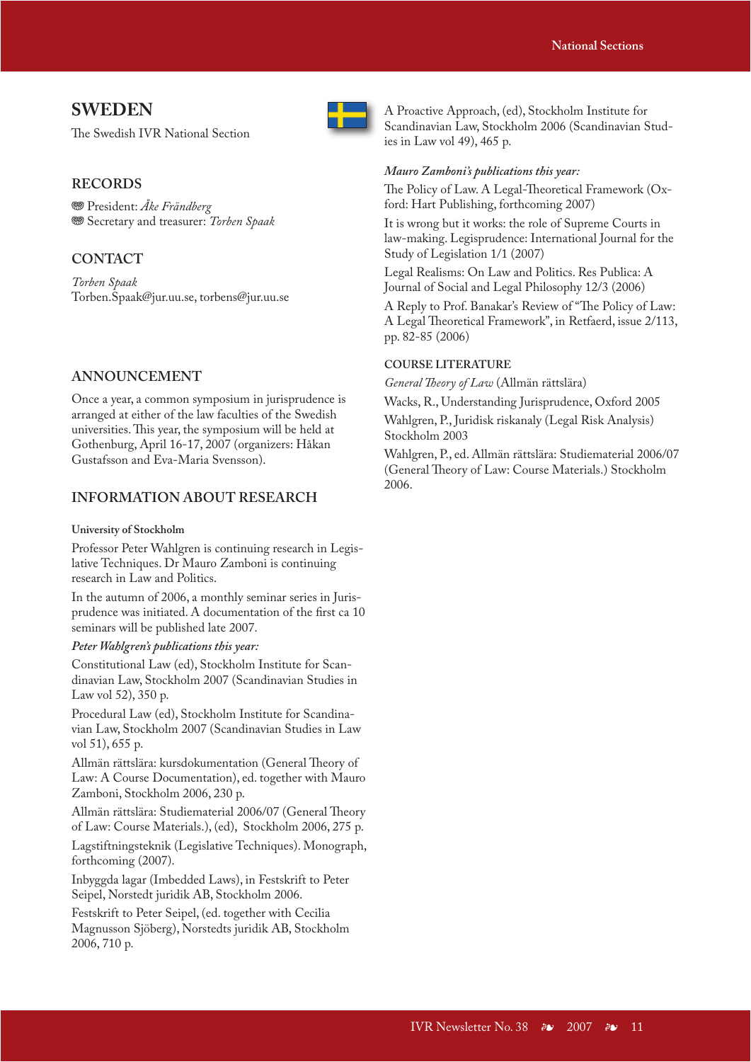## SWEDEN

The Swedish IVR National Section

### RECORDS

- President: *Åke Frändberg*
- Secretary and treasurer: *Torben Spaak*

### CONTACT

*Torben Spaak*
Torben.Spaak@jur.uu.se, torbens@jur.uu.se

### ANNOUNCEMENT

Once a year, a common symposium in jurisprudence is arranged at either of the law faculties of the Swedish universities. This year, the symposium will be held at Gothenburg, April 16-17, 2007 (organizers: Håkan Gustafsson and Eva-Maria Svensson).

### INFORMATION ABOUT RESEARCH

**University of Stockholm**

Professor Peter Wahlgren is continuing research in Legislative Techniques. Dr Mauro Zamboni is continuing research in Law and Politics.

In the autumn of 2006, a monthly seminar series in Jurisprudence was initiated. A documentation of the first ca 10 seminars will be published late 2007.

***Peter Wahlgren's publications this year:***

Constitutional Law (ed), Stockholm Institute for Scandinavian Law, Stockholm 2007 (Scandinavian Studies in Law vol 52), 350 p.

Procedural Law (ed), Stockholm Institute for Scandinavian Law, Stockholm 2007 (Scandinavian Studies in Law vol 51), 655 p.

Allmän rättslära: kursdokumentation (General Theory of Law: A Course Documentation), ed. together with Mauro Zamboni, Stockholm 2006, 230 p.

Allmän rättslära: Studiematerial 2006/07 (General Theory of Law: Course Materials.), (ed), Stockholm 2006, 275 p.

Lagstiftningsteknik (Legislative Techniques). Monograph, forthcoming (2007).

Inbyggda lagar (Imbedded Laws), in Festskrift to Peter Seipel, Norstedt juridik AB, Stockholm 2006.

Festskrift to Peter Seipel, (ed. together with Cecilia Magnusson Sjöberg), Norstedts juridik AB, Stockholm 2006, 710 p.

A Proactive Approach, (ed), Stockholm Institute for Scandinavian Law, Stockholm 2006 (Scandinavian Studies in Law vol 49), 465 p.

***Mauro Zamboni's publications this year:***

The Policy of Law. A Legal-Theoretical Framework (Oxford: Hart Publishing, forthcoming 2007)

It is wrong but it works: the role of Supreme Courts in law-making. Legisprudence: International Journal for the Study of Legislation 1/1 (2007)

Legal Realisms: On Law and Politics. Res Publica: A Journal of Social and Legal Philosophy 12/3 (2006)

A Reply to Prof. Banakar's Review of "The Policy of Law: A Legal Theoretical Framework", in Retfaerd, issue 2/113, pp. 82-85 (2006)

**COURSE LITERATURE**

*General Theory of Law* (Allmän rättslära)

Wacks, R., Understanding Jurisprudence, Oxford 2005

Wahlgren, P., Juridisk riskanaly (Legal Risk Analysis) Stockholm 2003

Wahlgren, P., ed. Allmän rättslära: Studiematerial 2006/07 (General Theory of Law: Course Materials.) Stockholm 2006.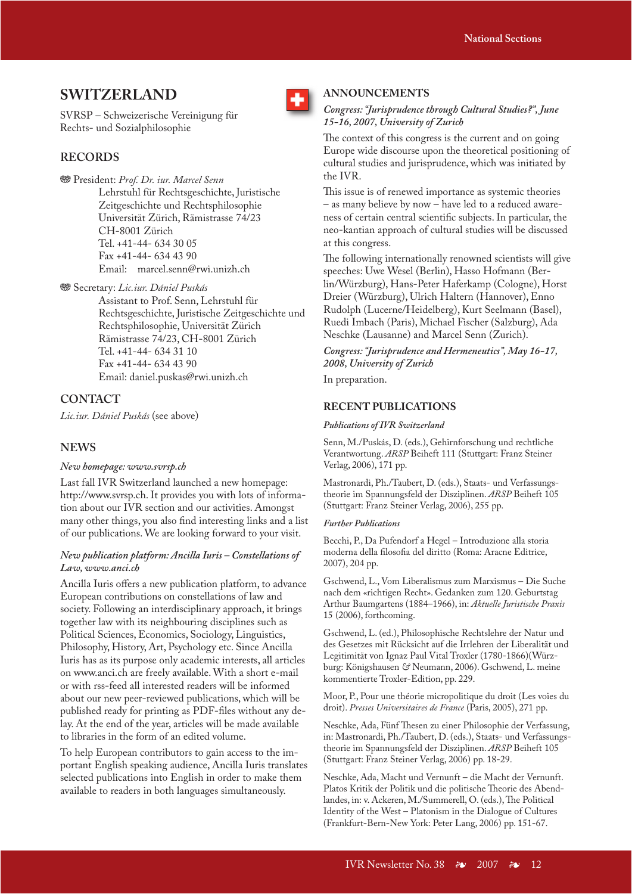# SWITZERLAND

SVRSP – Schweizerische Vereinigung für Rechts- und Sozialphilosophie

## RECORDS

President: *Prof. Dr. iur. Marcel Senn*
Lehrstuhl für Rechtsgeschichte, Juristische Zeitgeschichte und Rechtsphilosophie
Universität Zürich, Rämistrasse 74/23
CH-8001 Zürich
Tel. +41-44- 634 30 05
Fax +41-44- 634 43 90
Email: marcel.senn@rwi.unizh.ch

Secretary: *Lic.iur. Dániel Puskás*
Assistant to Prof. Senn, Lehrstuhl für Rechtsgeschichte, Juristische Zeitgeschichte und Rechtsphilosophie, Universität Zürich
Rämistrasse 74/23, CH-8001 Zürich
Tel. +41-44- 634 31 10
Fax +41-44- 634 43 90
Email: daniel.puskas@rwi.unizh.ch

## CONTACT

*Lic.iur. Dániel Puskás* (see above)

## NEWS

*New homepage: www.svrsp.ch*

Last fall IVR Switzerland launched a new homepage: http://www.svrsp.ch. It provides you with lots of information about our IVR section and our activities. Amongst many other things, you also find interesting links and a list of our publications. We are looking forward to your visit.

*New publication platform: Ancilla Iuris – Constellations of Law, www.anci.ch*

Ancilla Iuris offers a new publication platform, to advance European contributions on constellations of law and society. Following an interdisciplinary approach, it brings together law with its neighbouring disciplines such as Political Sciences, Economics, Sociology, Linguistics, Philosophy, History, Art, Psychology etc. Since Ancilla Iuris has as its purpose only academic interests, all articles on www.anci.ch are freely available. With a short e-mail or with rss-feed all interested readers will be informed about our new peer-reviewed publications, which will be published ready for printing as PDF-files without any delay. At the end of the year, articles will be made available to libraries in the form of an edited volume.

To help European contributors to gain access to the important English speaking audience, Ancilla Iuris translates selected publications into English in order to make them available to readers in both languages simultaneously.

## ANNOUNCEMENTS

*Congress: "Jurisprudence through Cultural Studies?", June 15-16, 2007, University of Zurich*

The context of this congress is the current and on going Europe wide discourse upon the theoretical positioning of cultural studies and jurisprudence, which was initiated by the IVR.

This issue is of renewed importance as systemic theories – as many believe by now – have led to a reduced awareness of certain central scientific subjects. In particular, the neo-kantian approach of cultural studies will be discussed at this congress.

The following internationally renowned scientists will give speeches: Uwe Wesel (Berlin), Hasso Hofmann (Berlin/Würzburg), Hans-Peter Haferkamp (Cologne), Horst Dreier (Würzburg), Ulrich Haltern (Hannover), Enno Rudolph (Lucerne/Heidelberg), Kurt Seelmann (Basel), Ruedi Imbach (Paris), Michael Fischer (Salzburg), Ada Neschke (Lausanne) and Marcel Senn (Zurich).

*Congress: "Jurisprudence and Hermeneutics", May 16-17, 2008, University of Zurich*

In preparation.

## RECENT PUBLICATIONS

*Publications of IVR Switzerland*

Senn, M./Puskás, D. (eds.), Gehirnforschung und rechtliche Verantwortung. *ARSP* Beiheft 111 (Stuttgart: Franz Steiner Verlag, 2006), 171 pp.

Mastronardi, Ph./Taubert, D. (eds.), Staats- und Verfassungstheorie im Spannungsfeld der Disziplinen. *ARSP* Beiheft 105 (Stuttgart: Franz Steiner Verlag, 2006), 255 pp.

*Further Publications*

Becchi, P., Da Pufendorf a Hegel – Introduzione alla storia moderna della filosofia del diritto (Roma: Aracne Editrice, 2007), 204 pp.

Gschwend, L., Vom Liberalismus zum Marxismus – Die Suche nach dem «richtigen Recht». Gedanken zum 120. Geburtstag Arthur Baumgartens (1884–1966), in: *Aktuelle Juristische Praxis* 15 (2006), forthcoming.

Gschwend, L. (ed.), Philosophische Rechtslehre der Natur und des Gesetzes mit Rücksicht auf die Irrlehren der Liberalität und Legitimität von Ignaz Paul Vital Troxler (1780-1866)(Würzburg: Königshausen & Neumann, 2006). Gschwend, L. meine kommentierte Troxler-Edition, pp. 229.

Moor, P., Pour une théorie micropolitique du droit (Les voies du droit). *Presses Universitaires de France* (Paris, 2005), 271 pp.

Neschke, Ada, Fünf Thesen zu einer Philosophie der Verfassung, in: Mastronardi, Ph./Taubert, D. (eds.), Staats- und Verfassungstheorie im Spannungsfeld der Disziplinen. *ARSP* Beiheft 105 (Stuttgart: Franz Steiner Verlag, 2006) pp. 18-29.

Neschke, Ada, Macht und Vernunft – die Macht der Vernunft. Platos Kritik der Politik und die politische Theorie des Abendlandes, in: v. Ackeren, M./Summerell, O. (eds.), The Political Identity of the West – Platonism in the Dialogue of Cultures (Frankfurt-Bern-New York: Peter Lang, 2006) pp. 151-67.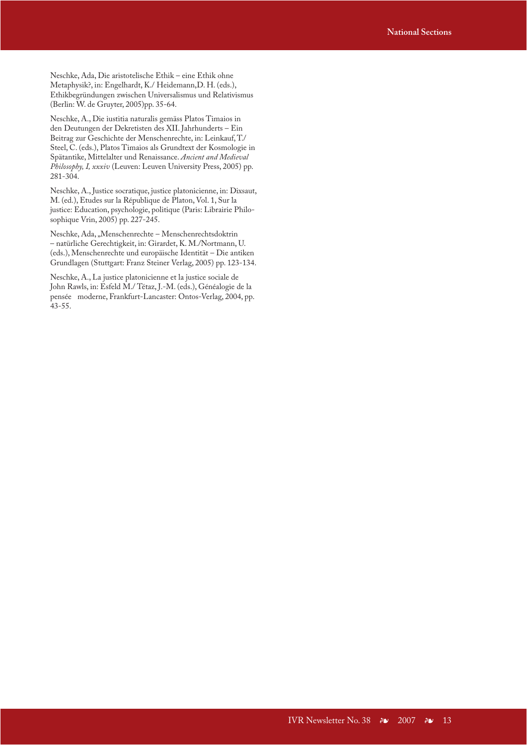Neschke, Ada, Die aristotelische Ethik – eine Ethik ohne Metaphysik?, in: Engelhardt, K./ Heidemann,D. H. (eds.), Ethikbegründungen zwischen Universalismus und Relativismus (Berlin: W. de Gruyter, 2005)pp. 35-64.

Neschke, A., Die iustitia naturalis gemäss Platos Timaios in den Deutungen der Dekretisten des XII. Jahrhunderts – Ein Beitrag zur Geschichte der Menschenrechte, in: Leinkauf, T./ Steel, C. (eds.), Platos Timaios als Grundtext der Kosmologie in Spätantike, Mittelalter und Renaissance. *Ancient and Medieval Philosophy, I, xxxiv* (Leuven: Leuven University Press, 2005) pp. 281-304.

Neschke, A., Justice socratique, justice platonicienne, in: Dixsaut, M. (ed.), Etudes sur la République de Platon, Vol. 1, Sur la justice: Education, psychologie, politique (Paris: Librairie Philosophique Vrin, 2005) pp. 227-245.

Neschke, Ada, „Menschenrechte – Menschenrechtsdoktrin – natürliche Gerechtigkeit, in: Girardet, K. M./Nortmann, U. (eds.), Menschenrechte und europäische Identität – Die antiken Grundlagen (Stuttgart: Franz Steiner Verlag, 2005) pp. 123-134.

Neschke, A., La justice platonicienne et la justice sociale de John Rawls, in: Esfeld M./ Tétaz, J.-M. (eds.), Généalogie de la pensée moderne, Frankfurt-Lancaster: Ontos-Verlag, 2004, pp. 43-55.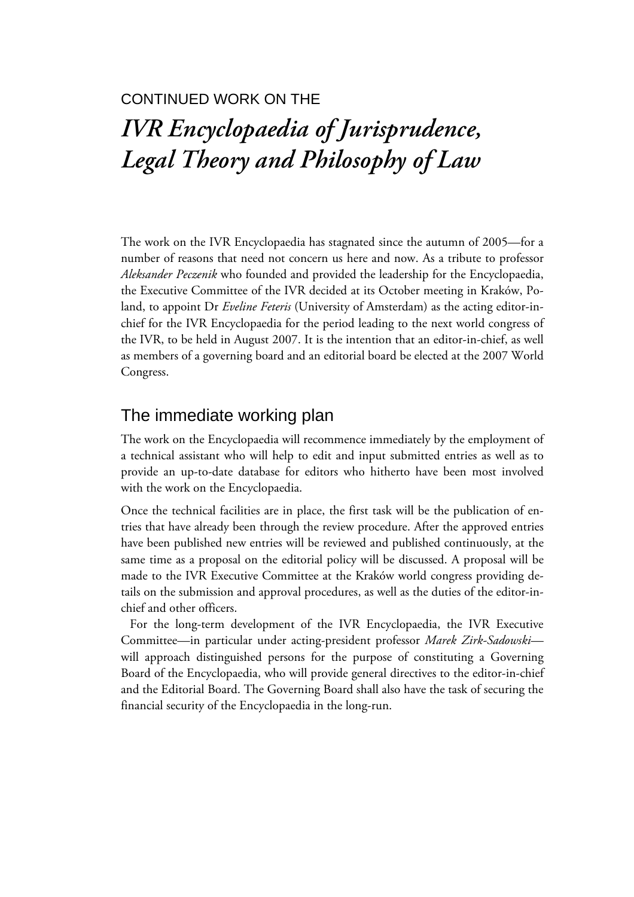CONTINUED WORK ON THE

# *IVR Encyclopaedia of Jurisprudence, Legal Theory and Philosophy of Law*

The work on the IVR Encyclopaedia has stagnated since the autumn of 2005—for a number of reasons that need not concern us here and now. As a tribute to professor *Aleksander Peczenik* who founded and provided the leadership for the Encyclopaedia, the Executive Committee of the IVR decided at its October meeting in Kraków, Poland, to appoint Dr *Eveline Feteris* (University of Amsterdam) as the acting editor-in-chief for the IVR Encyclopaedia for the period leading to the next world congress of the IVR, to be held in August 2007. It is the intention that an editor-in-chief, as well as members of a governing board and an editorial board be elected at the 2007 World Congress.

## The immediate working plan

The work on the Encyclopaedia will recommence immediately by the employment of a technical assistant who will help to edit and input submitted entries as well as to provide an up-to-date database for editors who hitherto have been most involved with the work on the Encyclopaedia.

Once the technical facilities are in place, the first task will be the publication of entries that have already been through the review procedure. After the approved entries have been published new entries will be reviewed and published continuously, at the same time as a proposal on the editorial policy will be discussed. A proposal will be made to the IVR Executive Committee at the Kraków world congress providing details on the submission and approval procedures, as well as the duties of the editor-in-chief and other officers.

For the long-term development of the IVR Encyclopaedia, the IVR Executive Committee—in particular under acting-president professor *Marek Zirk-Sadowski*—will approach distinguished persons for the purpose of constituting a Governing Board of the Encyclopaedia, who will provide general directives to the editor-in-chief and the Editorial Board. The Governing Board shall also have the task of securing the financial security of the Encyclopaedia in the long-run.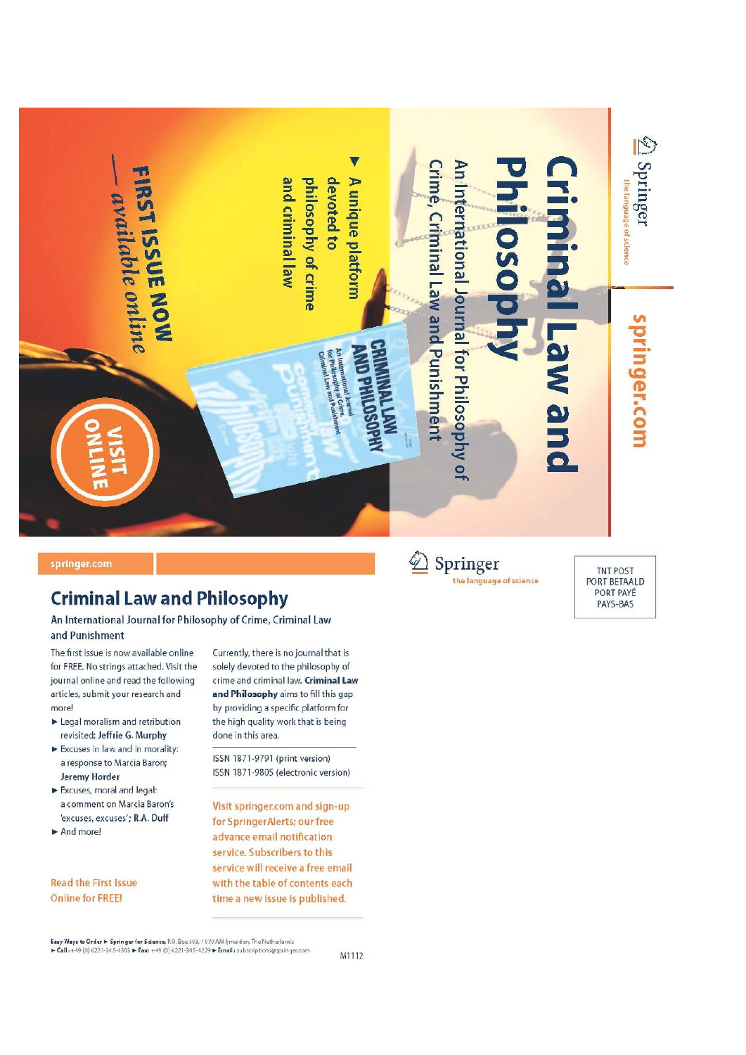Springer
the language of science

springer.com

# Criminal Law and Philosophy

An International Journal for Philosophy of Crime, Criminal Law and Punishment

▶ A unique platform devoted to philosophy of crime and criminal law

FIRST ISSUE NOW
— *available online*

VISIT ONLINE

Springer
the language of science

TNT POST
PORT BETAALD
PORT PAYÉ
PAYS-BAS

springer.com

## Criminal Law and Philosophy

An International Journal for Philosophy of Crime, Criminal Law and Punishment

The first issue is now available online for FREE. No strings attached. Visit the journal online and read the following articles, submit your research and more!

- Legal moralism and retribution revisited; **Jeffrie G. Murphy**
- Excuses in law and in morality: a response to Marcia Baron; **Jeremy Horder**
- Excuses, moral and legal: a comment on Marcia Baron's 'excuses, excuses'; **R.A. Duff**
- And more!

Read the First Issue Online for FREE!

Currently, there is no journal that is solely devoted to the philosophy of crime and criminal law. **Criminal Law and Philosophy** aims to fill this gap by providing a specific platform for the high quality work that is being done in this area.

ISSN 1871-9791 (print version)
ISSN 1871-9805 (electronic version)

Visit springer.com and sign-up for SpringerAlerts; our free advance email notification service. Subscribers to this service will receive a free email with the table of contents each time a new issue is published.

**Easy Ways to Order** ▶ **Springer for Science**, P.O. Box 503, 1970 AM IJmuiden, The Netherlands
▶ **Call:** +49 (0) 6221-345-4303 ▶ **Fax:** +49 (0) 6221-345-4229 ▶ **Email:** subscriptions@springer.com

M1112